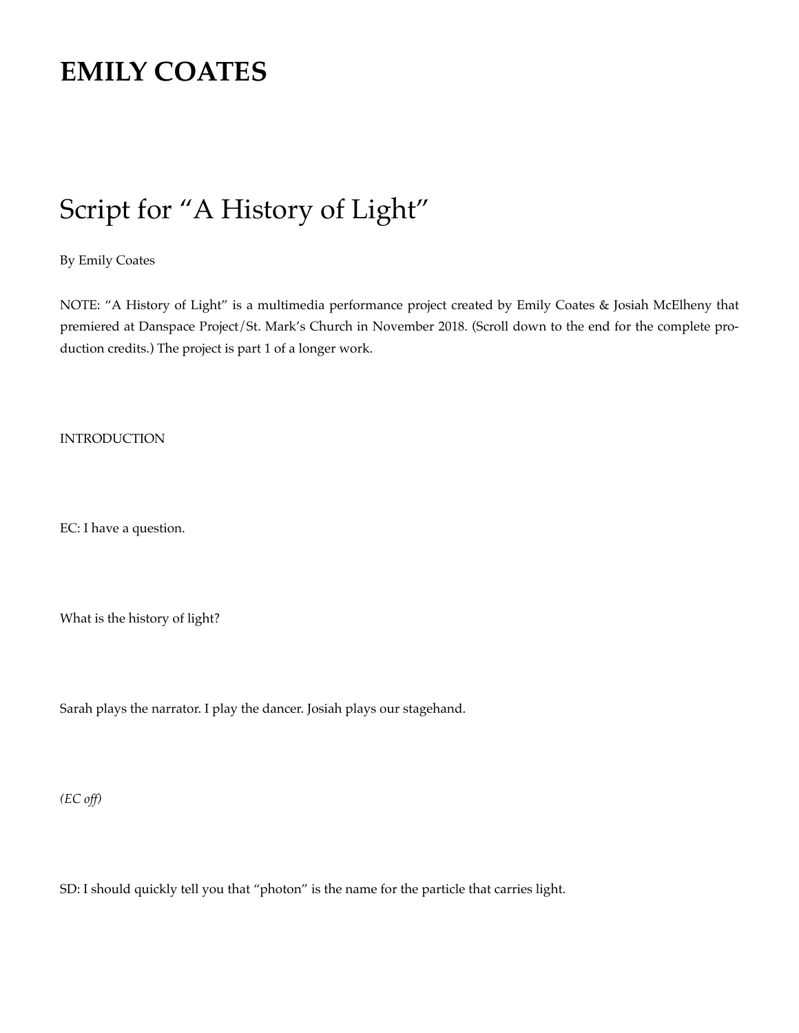# EMILY COATES

## Script for "A History of Light"

By Emily Coates

NOTE: "A History of Light" is a multimedia performance project created by Emily Coates & Josiah McElheny that premiered at Danspace Project/St. Mark's Church in November 2018. (Scroll down to the end for the complete production credits.) The project is part 1 of a longer work.

INTRODUCTION

EC: I have a question.

What is the history of light?

Sarah plays the narrator. I play the dancer. Josiah plays our stagehand.

*(EC off)*

SD: I should quickly tell you that "photon" is the name for the particle that carries light.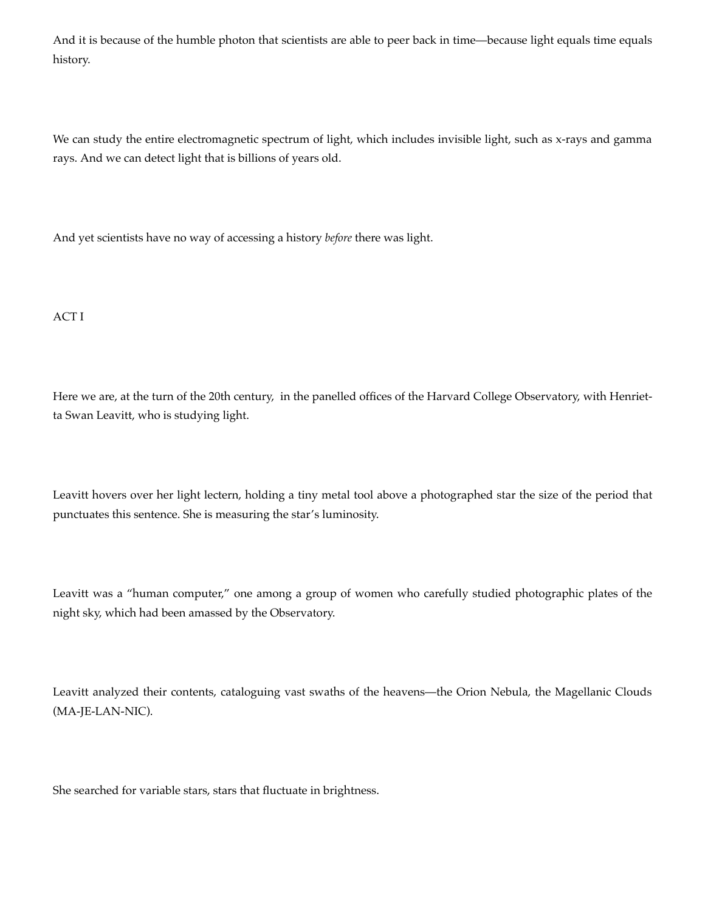And it is because of the humble photon that scientists are able to peer back in time—because light equals time equals history.

We can study the entire electromagnetic spectrum of light, which includes invisible light, such as x-rays and gamma rays. And we can detect light that is billions of years old.

And yet scientists have no way of accessing a history *before* there was light.

ACT I

Here we are, at the turn of the 20th century, in the panelled offices of the Harvard College Observatory, with Henrietta Swan Leavitt, who is studying light.

Leavitt hovers over her light lectern, holding a tiny metal tool above a photographed star the size of the period that punctuates this sentence. She is measuring the star's luminosity.

Leavitt was a "human computer," one among a group of women who carefully studied photographic plates of the night sky, which had been amassed by the Observatory.

Leavitt analyzed their contents, cataloguing vast swaths of the heavens—the Orion Nebula, the Magellanic Clouds (MA-JE-LAN-NIC).

She searched for variable stars, stars that fluctuate in brightness.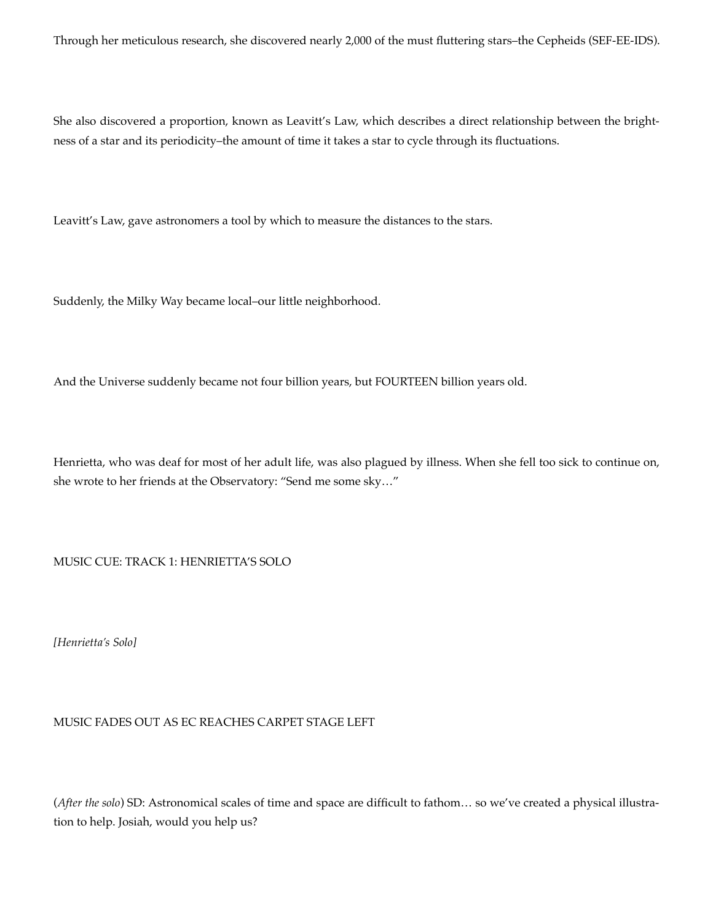Through her meticulous research, she discovered nearly 2,000 of the must fluttering stars–the Cepheids (SEF-EE-IDS).

She also discovered a proportion, known as Leavitt's Law, which describes a direct relationship between the brightness of a star and its periodicity–the amount of time it takes a star to cycle through its fluctuations.

Leavitt's Law, gave astronomers a tool by which to measure the distances to the stars.

Suddenly, the Milky Way became local–our little neighborhood.

And the Universe suddenly became not four billion years, but FOURTEEN billion years old.

Henrietta, who was deaf for most of her adult life, was also plagued by illness. When she fell too sick to continue on, she wrote to her friends at the Observatory: "Send me some sky…"

MUSIC CUE: TRACK 1: HENRIETTA'S SOLO

*[Henrietta's Solo]*

MUSIC FADES OUT AS EC REACHES CARPET STAGE LEFT

(*After the solo*) SD: Astronomical scales of time and space are difficult to fathom… so we've created a physical illustration to help. Josiah, would you help us?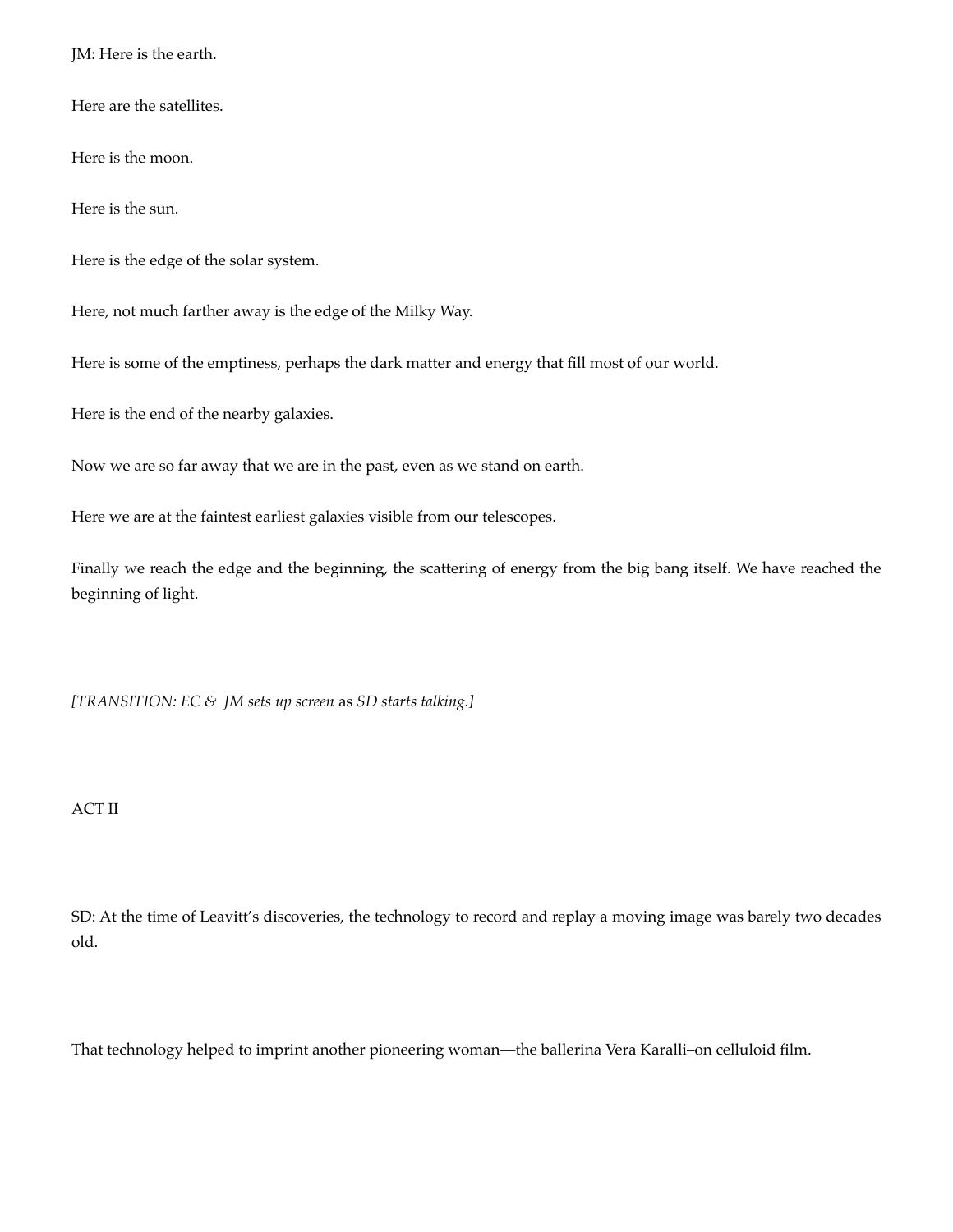JM: Here is the earth.

Here are the satellites.

Here is the moon.

Here is the sun.

Here is the edge of the solar system.

Here, not much farther away is the edge of the Milky Way.

Here is some of the emptiness, perhaps the dark matter and energy that fill most of our world.

Here is the end of the nearby galaxies.

Now we are so far away that we are in the past, even as we stand on earth.

Here we are at the faintest earliest galaxies visible from our telescopes.

Finally we reach the edge and the beginning, the scattering of energy from the big bang itself. We have reached the beginning of light.

*[TRANSITION: EC & JM sets up screen* as *SD starts talking.]*

ACT II

SD: At the time of Leavitt's discoveries, the technology to record and replay a moving image was barely two decades old.

That technology helped to imprint another pioneering woman—the ballerina Vera Karalli–on celluloid film.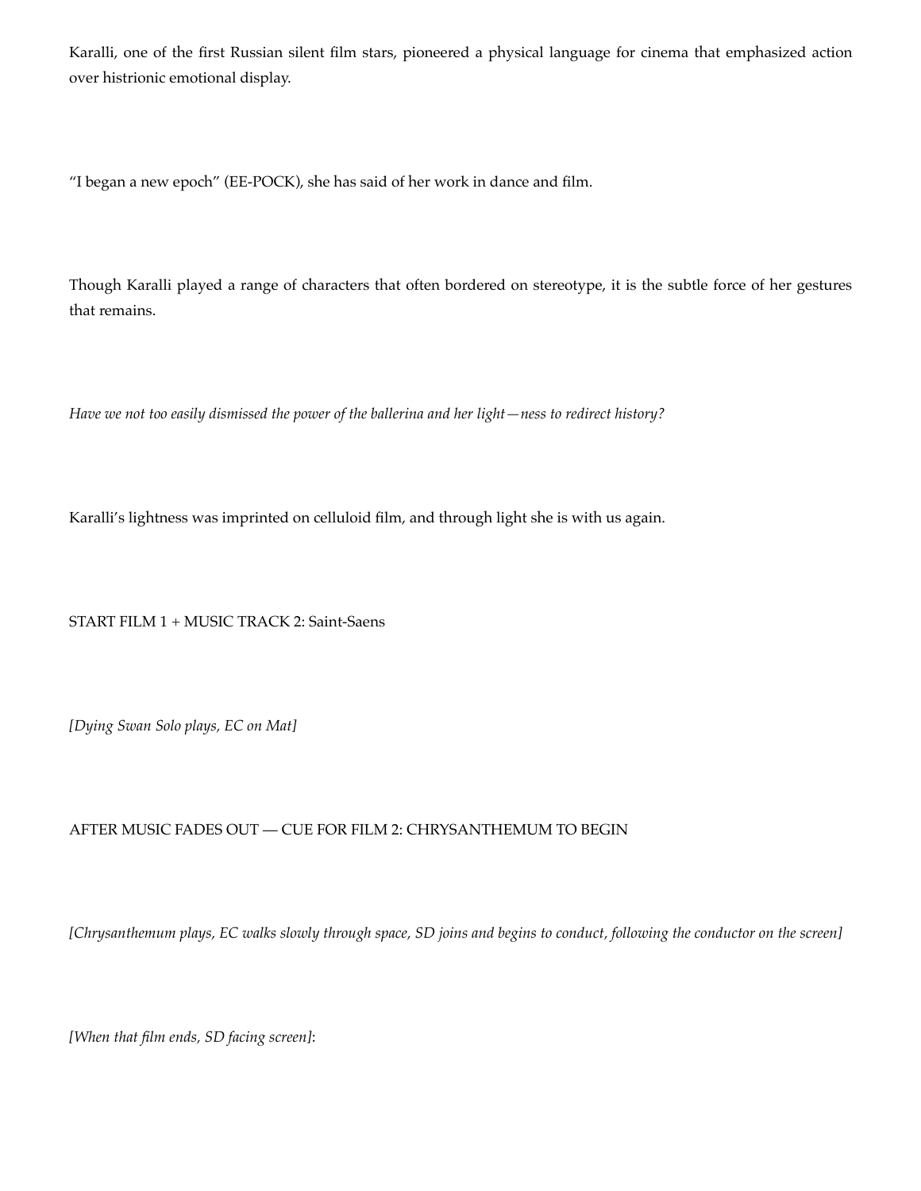Karalli, one of the first Russian silent film stars, pioneered a physical language for cinema that emphasized action over histrionic emotional display.

“I began a new epoch” (EE-POCK), she has said of her work in dance and film.

Though Karalli played a range of characters that often bordered on stereotype, it is the subtle force of her gestures that remains.

*Have we not too easily dismissed the power of the ballerina and her light—ness to redirect history?*

Karalli’s lightness was imprinted on celluloid film, and through light she is with us again.

START FILM 1 + MUSIC TRACK 2: Saint-Saens

*[Dying Swan Solo plays, EC on Mat]*

AFTER MUSIC FADES OUT — CUE FOR FILM 2: CHRYSANTHEMUM TO BEGIN

*[Chrysanthemum plays, EC walks slowly through space, SD joins and begins to conduct, following the conductor on the screen]*

*[When that film ends, SD facing screen]*: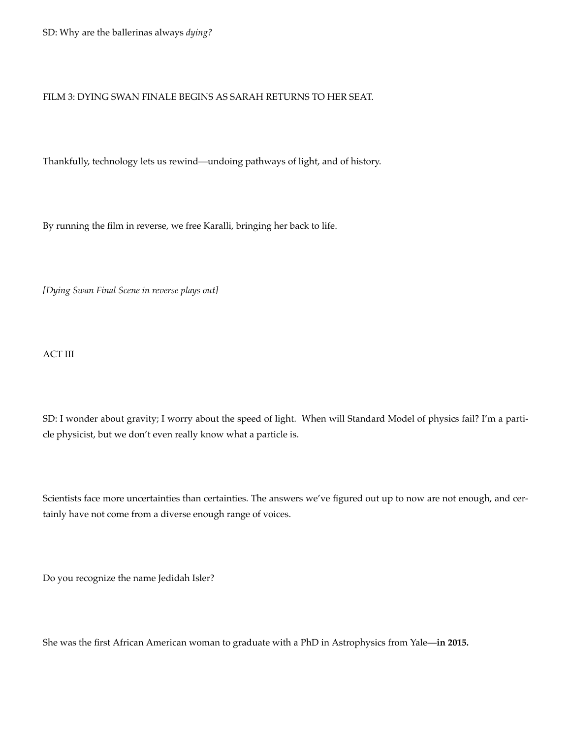SD: Why are the ballerinas always *dying?*

FILM 3: DYING SWAN FINALE BEGINS AS SARAH RETURNS TO HER SEAT.

Thankfully, technology lets us rewind—undoing pathways of light, and of history.

By running the film in reverse, we free Karalli, bringing her back to life.

*[Dying Swan Final Scene in reverse plays out]*

ACT III

SD: I wonder about gravity; I worry about the speed of light. When will Standard Model of physics fail? I'm a particle physicist, but we don't even really know what a particle is.

Scientists face more uncertainties than certainties. The answers we've figured out up to now are not enough, and certainly have not come from a diverse enough range of voices.

Do you recognize the name Jedidah Isler?

She was the first African American woman to graduate with a PhD in Astrophysics from Yale—**in 2015.**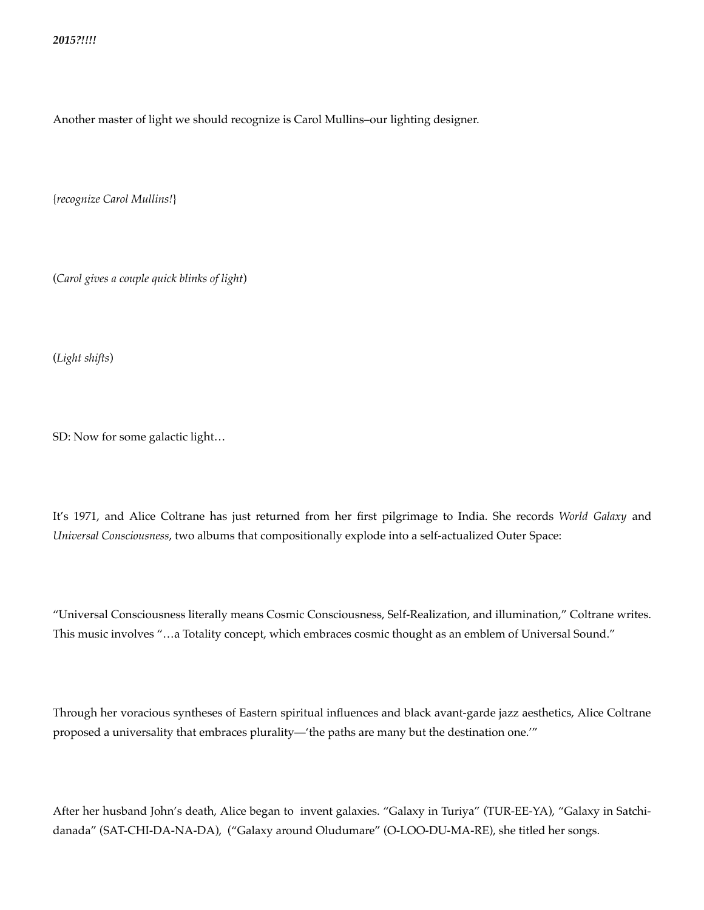***2015?!!!!***

Another master of light we should recognize is Carol Mullins–our lighting designer.

{*recognize Carol Mullins!*}

(*Carol gives a couple quick blinks of light*)

(*Light shifts*)

SD: Now for some galactic light…

It's 1971, and Alice Coltrane has just returned from her first pilgrimage to India. She records *World Galaxy* and *Universal Consciousness*, two albums that compositionally explode into a self-actualized Outer Space:

"Universal Consciousness literally means Cosmic Consciousness, Self-Realization, and illumination," Coltrane writes. This music involves "…a Totality concept, which embraces cosmic thought as an emblem of Universal Sound."

Through her voracious syntheses of Eastern spiritual influences and black avant-garde jazz aesthetics, Alice Coltrane proposed a universality that embraces plurality—'the paths are many but the destination one.'"

After her husband John's death, Alice began to invent galaxies. "Galaxy in Turiya" (TUR-EE-YA), "Galaxy in Satchi-danada" (SAT-CHI-DA-NA-DA), ("Galaxy around Oludumare" (O-LOO-DU-MA-RE), she titled her songs.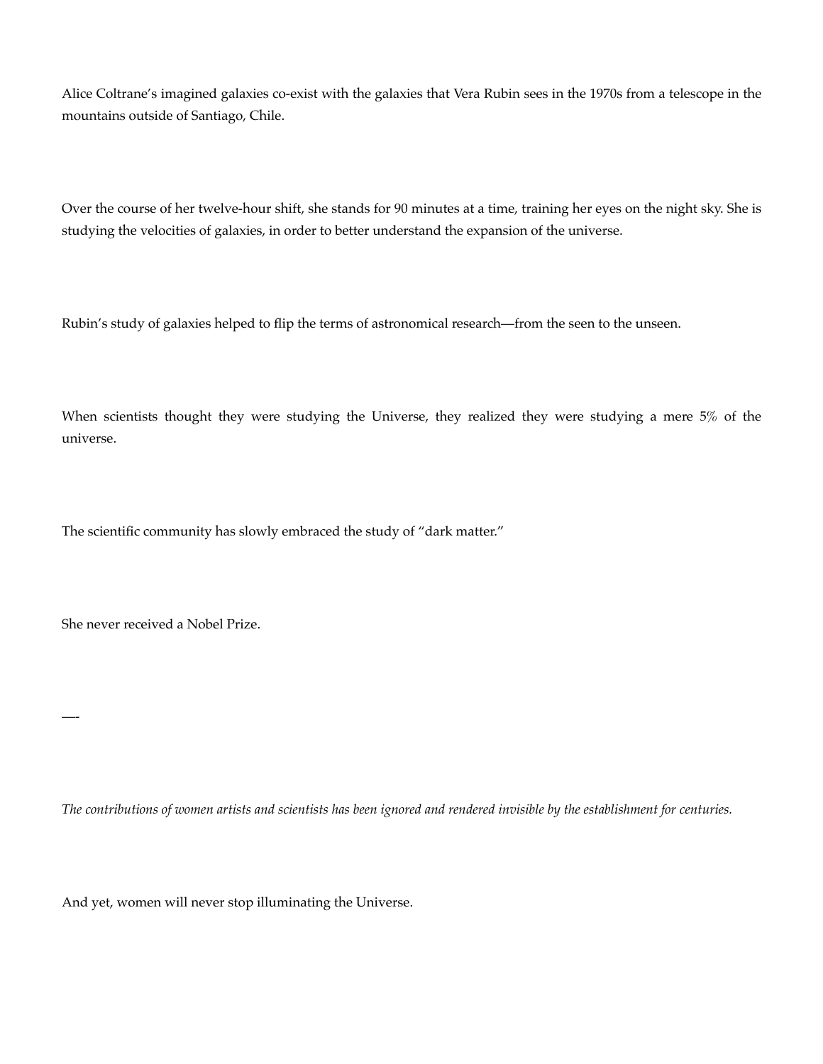Alice Coltrane's imagined galaxies co-exist with the galaxies that Vera Rubin sees in the 1970s from a telescope in the mountains outside of Santiago, Chile.

Over the course of her twelve-hour shift, she stands for 90 minutes at a time, training her eyes on the night sky. She is studying the velocities of galaxies, in order to better understand the expansion of the universe.

Rubin's study of galaxies helped to flip the terms of astronomical research—from the seen to the unseen.

When scientists thought they were studying the Universe, they realized they were studying a mere 5% of the universe.

The scientific community has slowly embraced the study of "dark matter."

She never received a Nobel Prize.

—-

*The contributions of women artists and scientists has been ignored and rendered invisible by the establishment for centuries.*

And yet, women will never stop illuminating the Universe.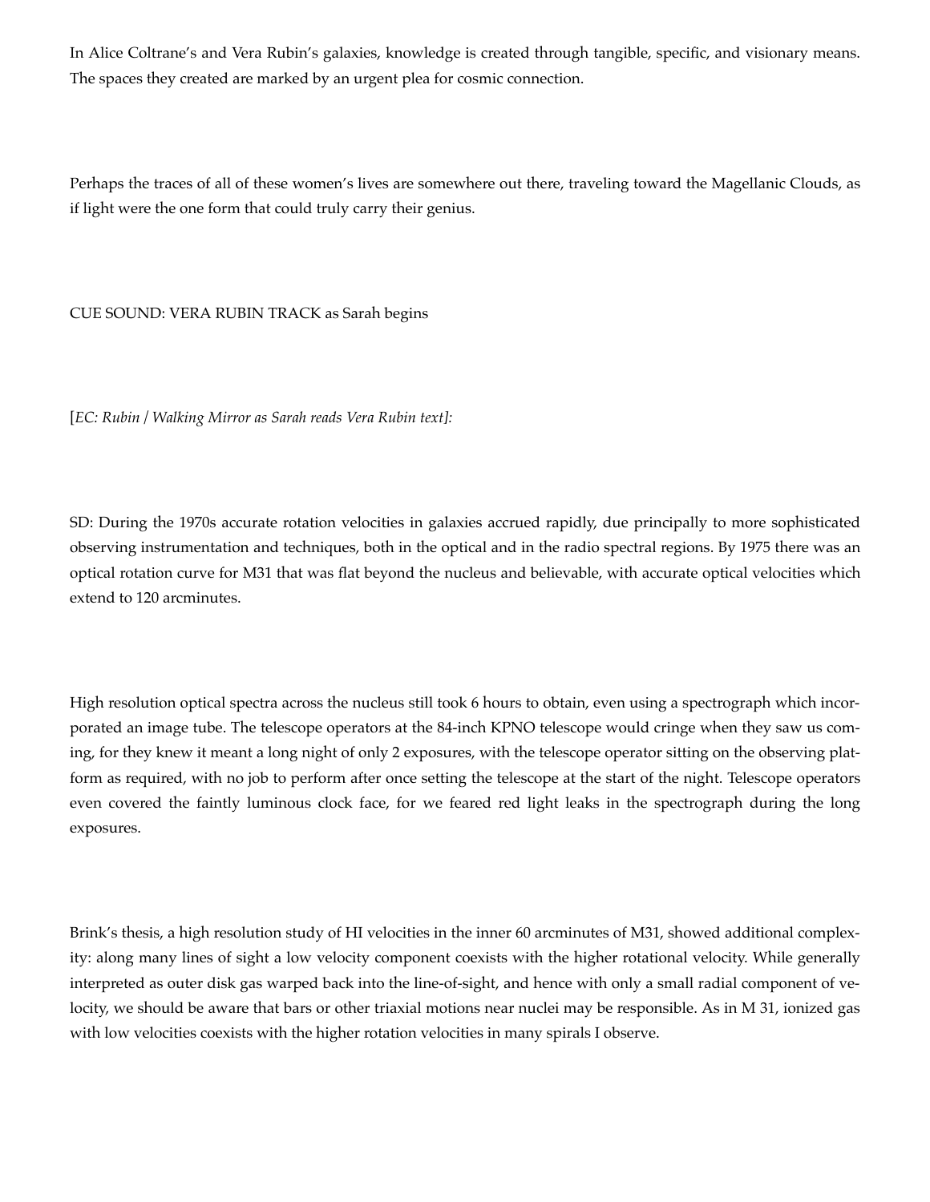In Alice Coltrane's and Vera Rubin's galaxies, knowledge is created through tangible, specific, and visionary means. The spaces they created are marked by an urgent plea for cosmic connection.

Perhaps the traces of all of these women's lives are somewhere out there, traveling toward the Magellanic Clouds, as if light were the one form that could truly carry their genius.

CUE SOUND: VERA RUBIN TRACK as Sarah begins

[*EC: Rubin / Walking Mirror as Sarah reads Vera Rubin text]:*

SD: During the 1970s accurate rotation velocities in galaxies accrued rapidly, due principally to more sophisticated observing instrumentation and techniques, both in the optical and in the radio spectral regions. By 1975 there was an optical rotation curve for M31 that was flat beyond the nucleus and believable, with accurate optical velocities which extend to 120 arcminutes.

High resolution optical spectra across the nucleus still took 6 hours to obtain, even using a spectrograph which incorporated an image tube. The telescope operators at the 84-inch KPNO telescope would cringe when they saw us coming, for they knew it meant a long night of only 2 exposures, with the telescope operator sitting on the observing platform as required, with no job to perform after once setting the telescope at the start of the night. Telescope operators even covered the faintly luminous clock face, for we feared red light leaks in the spectrograph during the long exposures.

Brink's thesis, a high resolution study of HI velocities in the inner 60 arcminutes of M31, showed additional complexity: along many lines of sight a low velocity component coexists with the higher rotational velocity. While generally interpreted as outer disk gas warped back into the line-of-sight, and hence with only a small radial component of velocity, we should be aware that bars or other triaxial motions near nuclei may be responsible. As in M 31, ionized gas with low velocities coexists with the higher rotation velocities in many spirals I observe.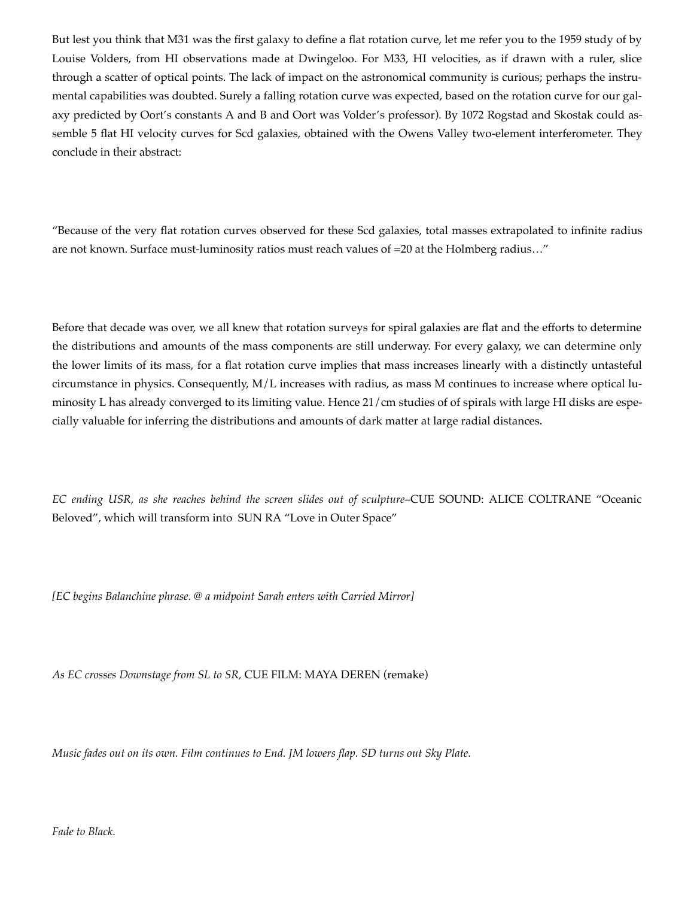But lest you think that M31 was the first galaxy to define a flat rotation curve, let me refer you to the 1959 study of by Louise Volders, from HI observations made at Dwingeloo. For M33, HI velocities, as if drawn with a ruler, slice through a scatter of optical points. The lack of impact on the astronomical community is curious; perhaps the instrumental capabilities was doubted. Surely a falling rotation curve was expected, based on the rotation curve for our galaxy predicted by Oort's constants A and B and Oort was Volder's professor). By 1072 Rogstad and Skostak could assemble 5 flat HI velocity curves for Scd galaxies, obtained with the Owens Valley two-element interferometer. They conclude in their abstract:

"Because of the very flat rotation curves observed for these Scd galaxies, total masses extrapolated to infinite radius are not known. Surface must-luminosity ratios must reach values of =20 at the Holmberg radius…"

Before that decade was over, we all knew that rotation surveys for spiral galaxies are flat and the efforts to determine the distributions and amounts of the mass components are still underway. For every galaxy, we can determine only the lower limits of its mass, for a flat rotation curve implies that mass increases linearly with a distinctly untasteful circumstance in physics. Consequently, M/L increases with radius, as mass M continues to increase where optical luminosity L has already converged to its limiting value. Hence 21/cm studies of of spirals with large HI disks are especially valuable for inferring the distributions and amounts of dark matter at large radial distances.

*EC ending USR, as she reaches behind the screen slides out of sculpture*–CUE SOUND: ALICE COLTRANE "Oceanic Beloved", which will transform into SUN RA "Love in Outer Space"

*[EC begins Balanchine phrase. @ a midpoint Sarah enters with Carried Mirror]*

*As EC crosses Downstage from SL to SR,* CUE FILM: MAYA DEREN (remake)

*Music fades out on its own. Film continues to End. JM lowers flap. SD turns out Sky Plate.*

*Fade to Black.*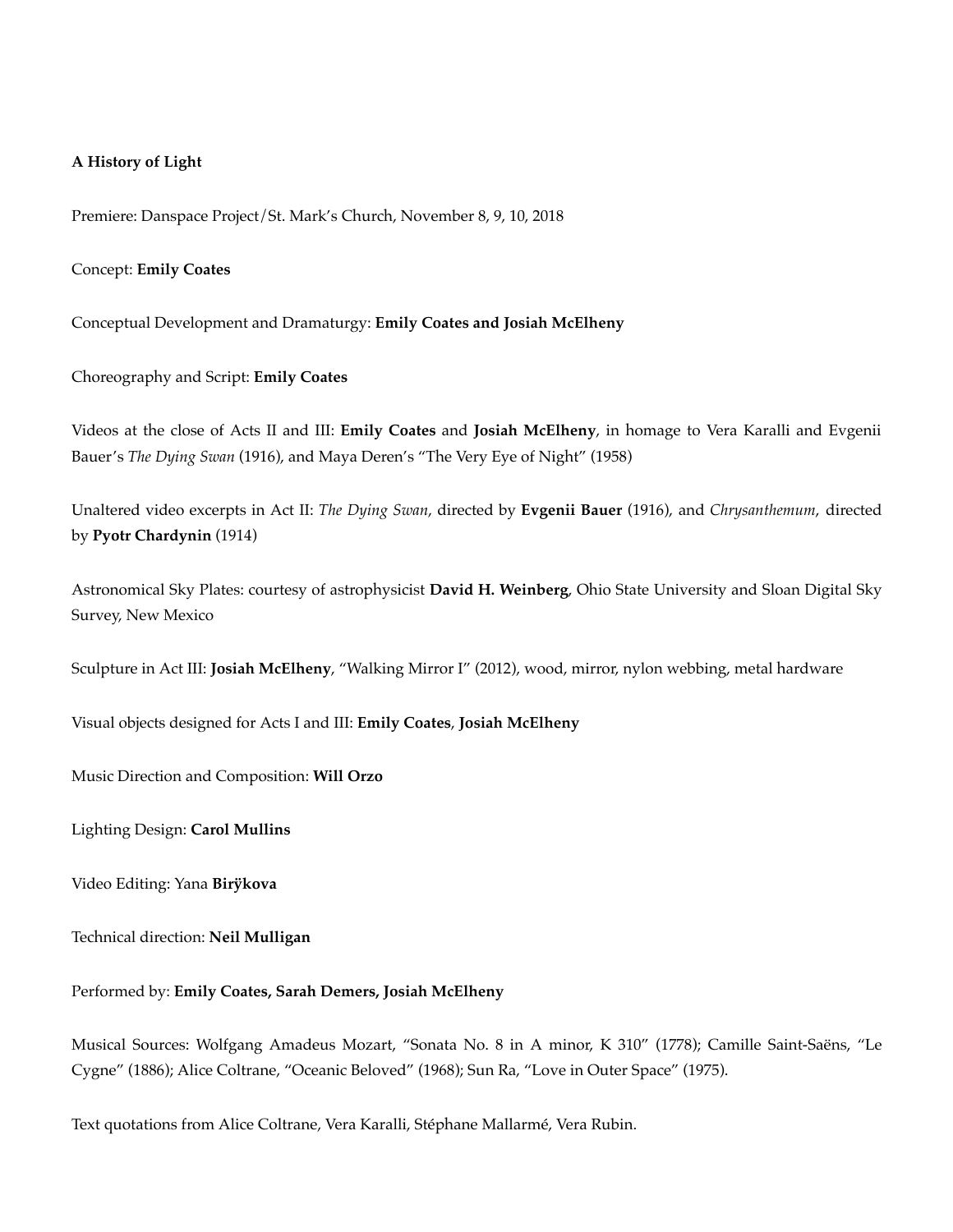**A History of Light**

Premiere: Danspace Project/St. Mark's Church, November 8, 9, 10, 2018

Concept: **Emily Coates**

Conceptual Development and Dramaturgy: **Emily Coates and Josiah McElheny**

Choreography and Script: **Emily Coates**

Videos at the close of Acts II and III: **Emily Coates** and **Josiah McElheny**, in homage to Vera Karalli and Evgenii Bauer's *The Dying Swan* (1916), and Maya Deren's "The Very Eye of Night" (1958)

Unaltered video excerpts in Act II: *The Dying Swan*, directed by **Evgenii Bauer** (1916), and *Chrysanthemum*, directed by **Pyotr Chardynin** (1914)

Astronomical Sky Plates: courtesy of astrophysicist **David H. Weinberg**, Ohio State University and Sloan Digital Sky Survey, New Mexico

Sculpture in Act III: **Josiah McElheny**, "Walking Mirror I" (2012), wood, mirror, nylon webbing, metal hardware

Visual objects designed for Acts I and III: **Emily Coates**, **Josiah McElheny**

Music Direction and Composition: **Will Orzo**

Lighting Design: **Carol Mullins**

Video Editing: Yana **Birÿkova**

Technical direction: **Neil Mulligan**

Performed by: **Emily Coates, Sarah Demers, Josiah McElheny**

Musical Sources: Wolfgang Amadeus Mozart, "Sonata No. 8 in A minor, K 310" (1778); Camille Saint-Saëns, "Le Cygne" (1886); Alice Coltrane, "Oceanic Beloved" (1968); Sun Ra, "Love in Outer Space" (1975).

Text quotations from Alice Coltrane, Vera Karalli, Stéphane Mallarmé, Vera Rubin.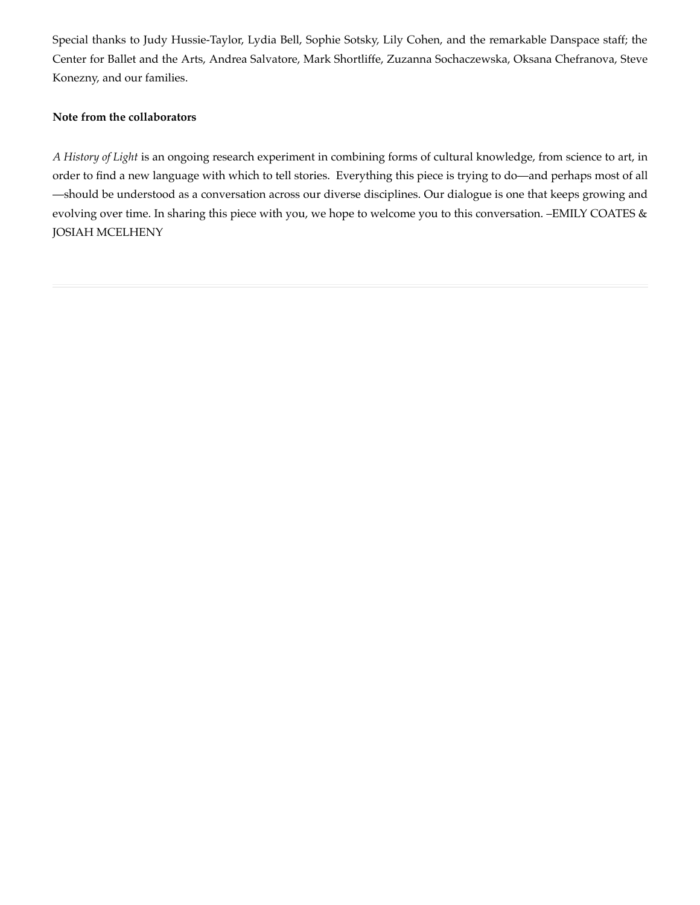Special thanks to Judy Hussie-Taylor, Lydia Bell, Sophie Sotsky, Lily Cohen, and the remarkable Danspace staff; the Center for Ballet and the Arts, Andrea Salvatore, Mark Shortliffe, Zuzanna Sochaczewska, Oksana Chefranova, Steve Konezny, and our families.

**Note from the collaborators**

*A History of Light* is an ongoing research experiment in combining forms of cultural knowledge, from science to art, in order to find a new language with which to tell stories.  Everything this piece is trying to do—and perhaps most of all—should be understood as a conversation across our diverse disciplines. Our dialogue is one that keeps growing and evolving over time. In sharing this piece with you, we hope to welcome you to this conversation. –EMILY COATES & JOSIAH MCELHENY